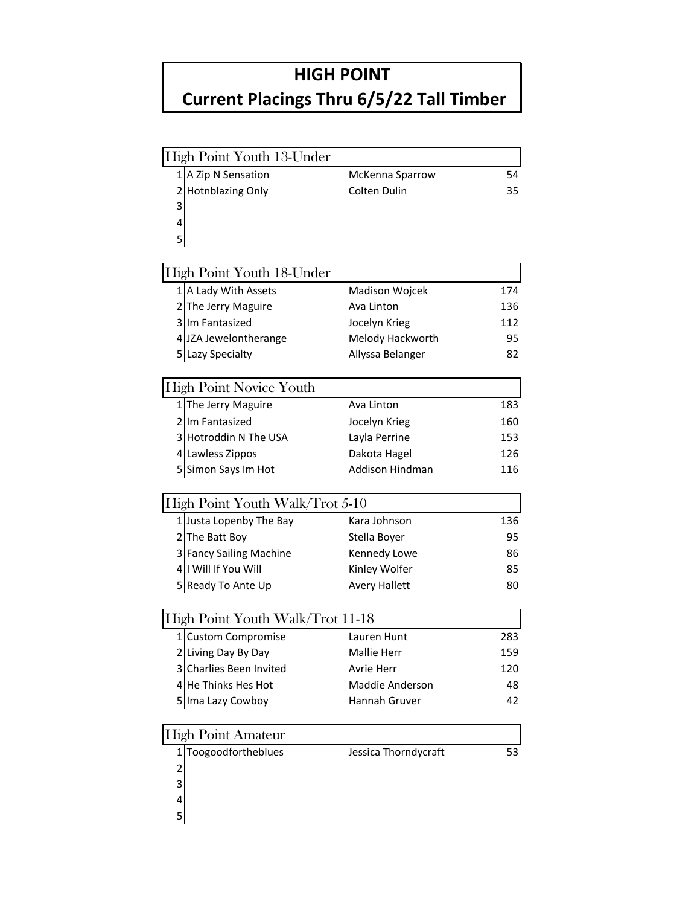# HIGH POINT

# Current Placings Thru 6/5/22 Tall Timber

## High Point Youth 13-Under

| | | | |
|---|---|---|---|
| 1 | A Zip N Sensation | McKenna Sparrow | 54 |
| 2 | Hotnblazing Only | Colten Dulin | 35 |
| 3 | | | |
| 4 | | | |
| 5 | | | |

## High Point Youth 18-Under

| | | | |
|---|---|---|---|
| 1 | A Lady With Assets | Madison Wojcek | 174 |
| 2 | The Jerry Maguire | Ava Linton | 136 |
| 3 | Im Fantasized | Jocelyn Krieg | 112 |
| 4 | JZA Jewelontherange | Melody Hackworth | 95 |
| 5 | Lazy Specialty | Allyssa Belanger | 82 |

## High Point Novice Youth

| | | | |
|---|---|---|---|
| 1 | The Jerry Maguire | Ava Linton | 183 |
| 2 | Im Fantasized | Jocelyn Krieg | 160 |
| 3 | Hotroddin N The USA | Layla Perrine | 153 |
| 4 | Lawless Zippos | Dakota Hagel | 126 |
| 5 | Simon Says Im Hot | Addison Hindman | 116 |

## High Point Youth Walk/Trot 5-10

| | | | |
|---|---|---|---|
| 1 | Justa Lopenby The Bay | Kara Johnson | 136 |
| 2 | The Batt Boy | Stella Boyer | 95 |
| 3 | Fancy Sailing Machine | Kennedy Lowe | 86 |
| 4 | I Will If You Will | Kinley Wolfer | 85 |
| 5 | Ready To Ante Up | Avery Hallett | 80 |

## High Point Youth Walk/Trot 11-18

| | | | |
|---|---|---|---|
| 1 | Custom Compromise | Lauren Hunt | 283 |
| 2 | Living Day By Day | Mallie Herr | 159 |
| 3 | Charlies Been Invited | Avrie Herr | 120 |
| 4 | He Thinks Hes Hot | Maddie Anderson | 48 |
| 5 | Ima Lazy Cowboy | Hannah Gruver | 42 |

## High Point Amateur

| | | | |
|---|---|---|---|
| 1 | Toogoodfortheblues | Jessica Thorndycraft | 53 |
| 2 | | | |
| 3 | | | |
| 4 | | | |
| 5 | | | |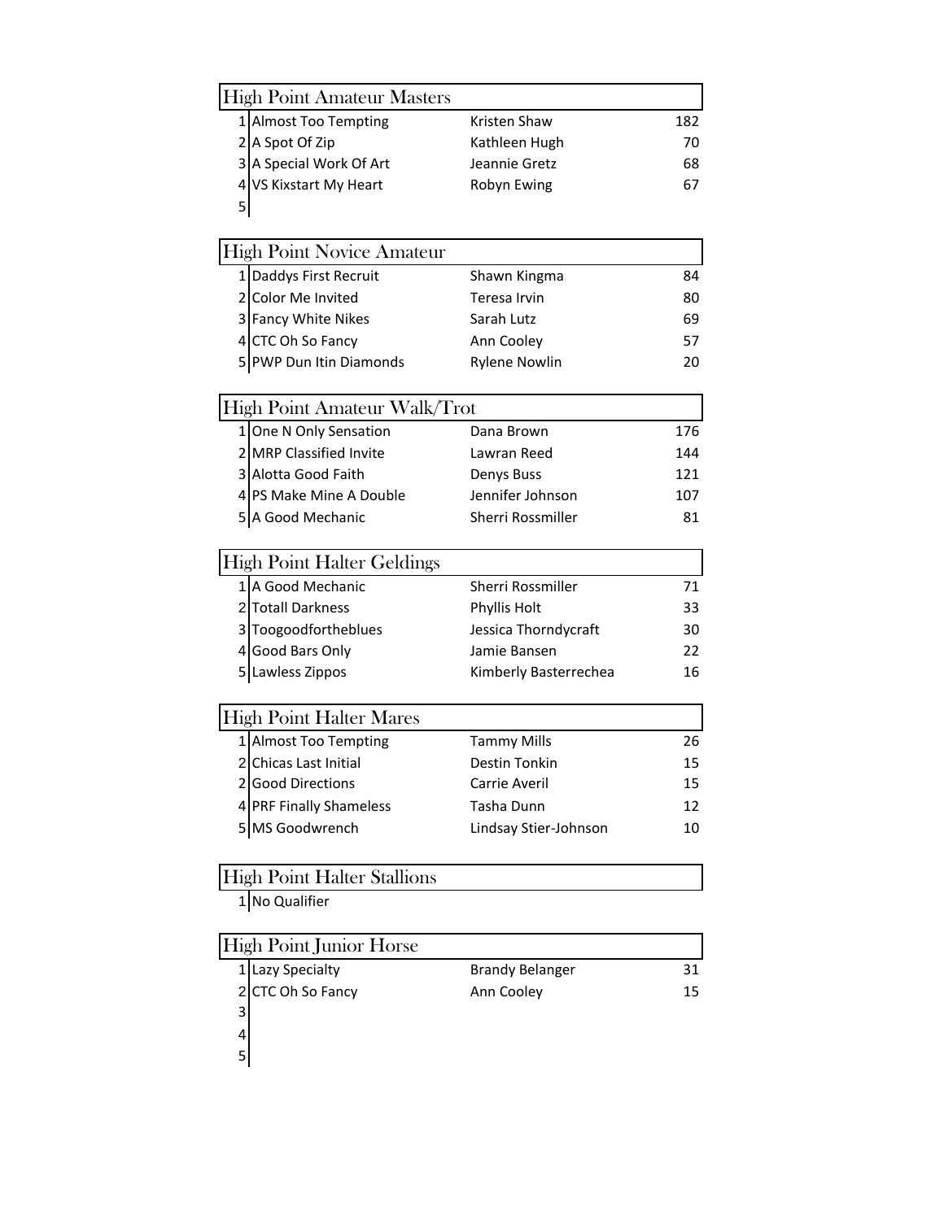## High Point Amateur Masters

| | | | |
|---|---|---|---|
| 1 | Almost Too Tempting | Kristen Shaw | 182 |
| 2 | A Spot Of Zip | Kathleen Hugh | 70 |
| 3 | A Special Work Of Art | Jeannie Gretz | 68 |
| 4 | VS Kixstart My Heart | Robyn Ewing | 67 |
| 5 | | | |

## High Point Novice Amateur

| | | | |
|---|---|---|---|
| 1 | Daddys First Recruit | Shawn Kingma | 84 |
| 2 | Color Me Invited | Teresa Irvin | 80 |
| 3 | Fancy White Nikes | Sarah Lutz | 69 |
| 4 | CTC Oh So Fancy | Ann Cooley | 57 |
| 5 | PWP Dun Itin Diamonds | Rylene Nowlin | 20 |

## High Point Amateur Walk/Trot

| | | | |
|---|---|---|---|
| 1 | One N Only Sensation | Dana Brown | 176 |
| 2 | MRP Classified Invite | Lawran Reed | 144 |
| 3 | Alotta Good Faith | Denys Buss | 121 |
| 4 | PS Make Mine A Double | Jennifer Johnson | 107 |
| 5 | A Good Mechanic | Sherri Rossmiller | 81 |

## High Point Halter Geldings

| | | | |
|---|---|---|---|
| 1 | A Good Mechanic | Sherri Rossmiller | 71 |
| 2 | Totall Darkness | Phyllis Holt | 33 |
| 3 | Toogoodfortheblues | Jessica Thorndycraft | 30 |
| 4 | Good Bars Only | Jamie Bansen | 22 |
| 5 | Lawless Zippos | Kimberly Basterrechea | 16 |

## High Point Halter Mares

| | | | |
|---|---|---|---|
| 1 | Almost Too Tempting | Tammy Mills | 26 |
| 2 | Chicas Last Initial | Destin Tonkin | 15 |
| 2 | Good Directions | Carrie Averil | 15 |
| 4 | PRF Finally Shameless | Tasha Dunn | 12 |
| 5 | MS Goodwrench | Lindsay Stier-Johnson | 10 |

## High Point Halter Stallions

| | | | |
|---|---|---|---|
| 1 | No Qualifier | | |

## High Point Junior Horse

| | | | |
|---|---|---|---|
| 1 | Lazy Specialty | Brandy Belanger | 31 |
| 2 | CTC Oh So Fancy | Ann Cooley | 15 |
| 3 | | | |
| 4 | | | |
| 5 | | | |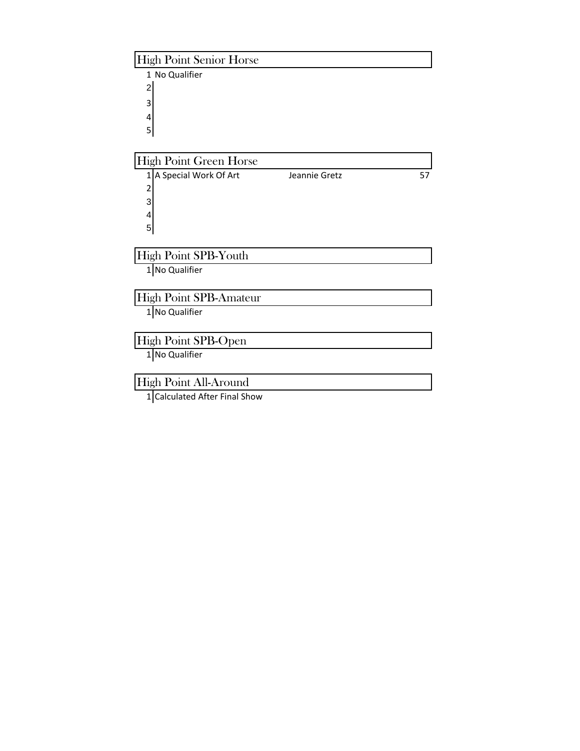## High Point Senior Horse

| | | | |
|---|---|---|---|
| 1 | No Qualifier | | |
| 2 | | | |
| 3 | | | |
| 4 | | | |
| 5 | | | |

## High Point Green Horse

| | | | |
|---|---|---|---|
| 1 | A Special Work Of Art | Jeannie Gretz | 57 |
| 2 | | | |
| 3 | | | |
| 4 | | | |
| 5 | | | |

## High Point SPB-Youth

| | |
|---|---|
| 1 | No Qualifier |

## High Point SPB-Amateur

| | |
|---|---|
| 1 | No Qualifier |

## High Point SPB-Open

| | |
|---|---|
| 1 | No Qualifier |

## High Point All-Around

| | |
|---|---|
| 1 | Calculated After Final Show |